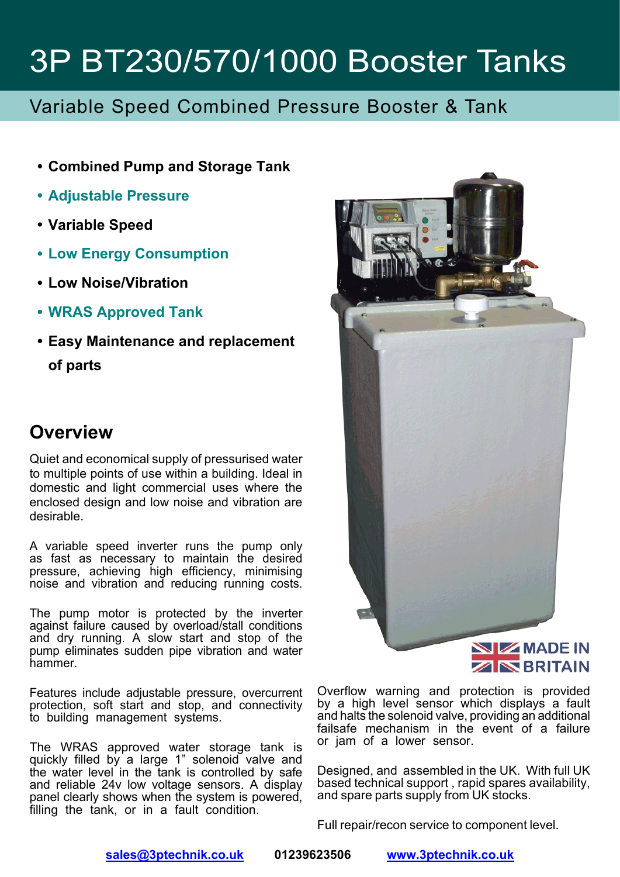# 3P BT230/570/1000 Booster Tanks

## Variable Speed Combined Pressure Booster & Tank

- **Combined Pump and Storage Tank**
- **Adjustable Pressure**
- **Variable Speed**
- **Low Energy Consumption**
- **Low Noise/Vibration**
- **WRAS Approved Tank**
- **Easy Maintenance and replacement of parts**

MADE IN BRITAIN

## Overview

Quiet and economical supply of pressurised water to multiple points of use within a building. Ideal in domestic and light commercial uses where the enclosed design and low noise and vibration are desirable.

A variable speed inverter runs the pump only as fast as necessary to maintain the desired pressure, achieving high efficiency, minimising noise and vibration and reducing running costs.

The pump motor is protected by the inverter against failure caused by overload/stall conditions and dry running. A slow start and stop of the pump eliminates sudden pipe vibration and water hammer.

Features include adjustable pressure, overcurrent protection, soft start and stop, and connectivity to building management systems.

The WRAS approved water storage tank is quickly filled by a large 1" solenoid valve and the water level in the tank is controlled by safe and reliable 24v low voltage sensors. A display panel clearly shows when the system is powered, filling the tank, or in a fault condition.

Overflow warning and protection is provided by a high level sensor which displays a fault and halts the solenoid valve, providing an additional failsafe mechanism in the event of a failure or jam of a lower sensor.

Designed, and assembled in the UK. With full UK based technical support , rapid spares availability, and spare parts supply from UK stocks.

Full repair/recon service to component level.

sales@3ptechnik.co.uk   01239623506   www.3ptechnik.co.uk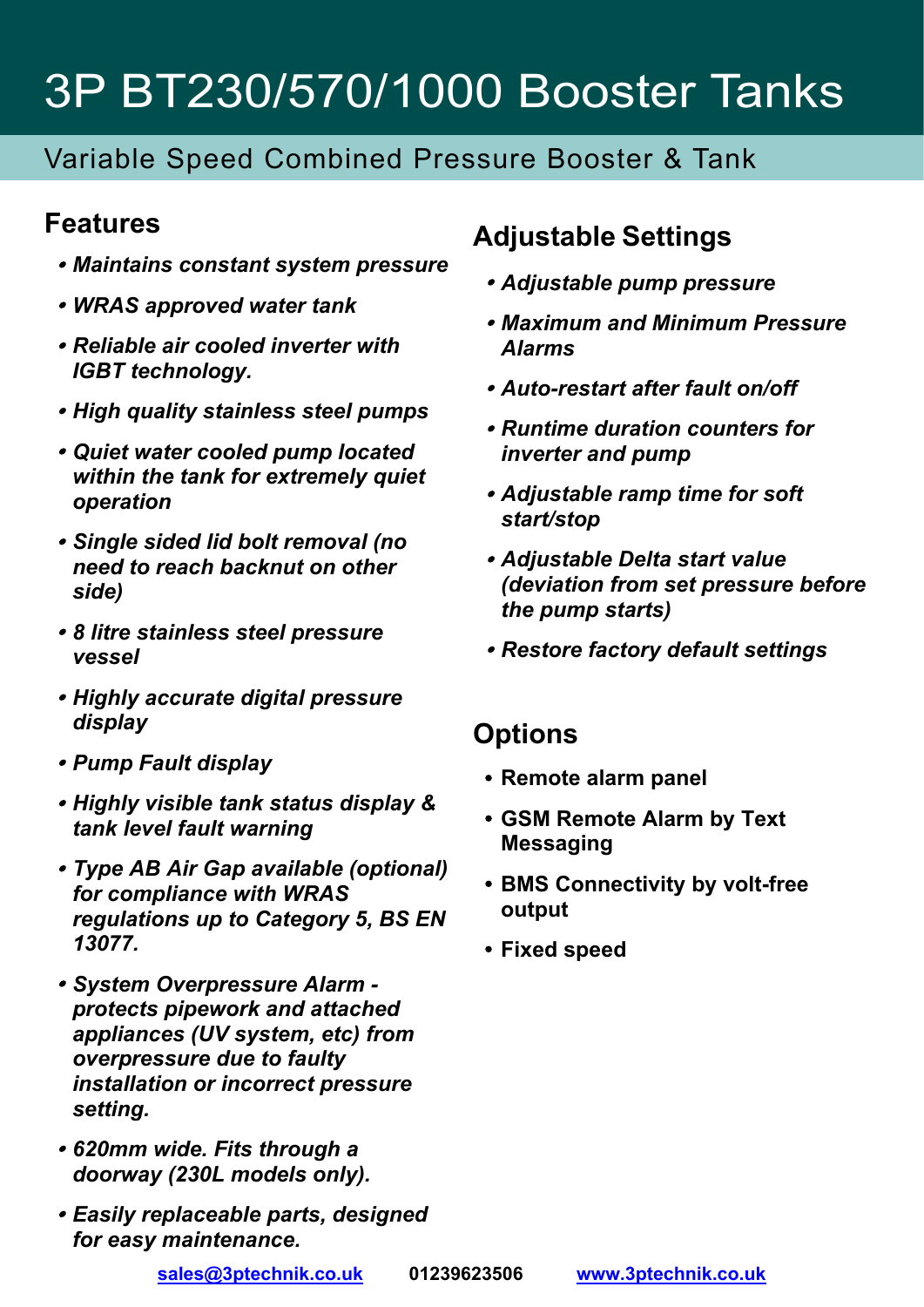# 3P BT230/570/1000 Booster Tanks

## Variable Speed Combined Pressure Booster & Tank

### Features

- ***Maintains constant system pressure***
- ***WRAS approved water tank***
- ***Reliable air cooled inverter with IGBT technology.***
- ***High quality stainless steel pumps***
- ***Quiet water cooled pump located within the tank for extremely quiet operation***
- ***Single sided lid bolt removal (no need to reach backnut on other side)***
- ***8 litre stainless steel pressure vessel***
- ***Highly accurate digital pressure display***
- ***Pump Fault display***
- ***Highly visible tank status display & tank level fault warning***
- ***Type AB Air Gap available (optional) for compliance with WRAS regulations up to Category 5, BS EN 13077.***
- ***System Overpressure Alarm - protects pipework and attached appliances (UV system, etc) from overpressure due to faulty installation or incorrect pressure setting.***
- ***620mm wide. Fits through a doorway (230L models only).***
- ***Easily replaceable parts, designed for easy maintenance.***

### Adjustable Settings

- ***Adjustable pump pressure***
- ***Maximum and Minimum Pressure Alarms***
- ***Auto-restart after fault on/off***
- ***Runtime duration counters for inverter and pump***
- ***Adjustable ramp time for soft start/stop***
- ***Adjustable Delta start value (deviation from set pressure before the pump starts)***
- ***Restore factory default settings***

### Options

- **Remote alarm panel**
- **GSM Remote Alarm by Text Messaging**
- **BMS Connectivity by volt-free output**
- **Fixed speed**

**sales@3ptechnik.co.uk** **01239623506** **www.3ptechnik.co.uk**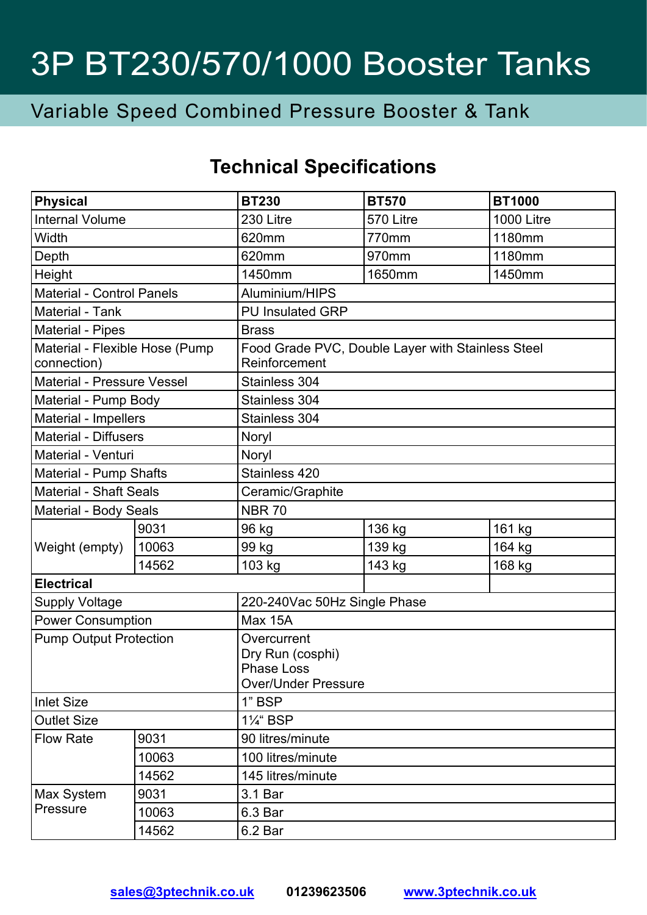# 3P BT230/570/1000 Booster Tanks

## Variable Speed Combined Pressure Booster & Tank

### Technical Specifications

| Physical | | BT230 | BT570 | BT1000 |
|---|---|---|---|---|
| Internal Volume | | 230 Litre | 570 Litre | 1000 Litre |
| Width | | 620mm | 770mm | 1180mm |
| Depth | | 620mm | 970mm | 1180mm |
| Height | | 1450mm | 1650mm | 1450mm |
| Material - Control Panels | | Aluminium/HIPS | | |
| Material - Tank | | PU Insulated GRP | | |
| Material - Pipes | | Brass | | |
| Material - Flexible Hose (Pump connection) | | Food Grade PVC, Double Layer with Stainless Steel Reinforcement | | |
| Material - Pressure Vessel | | Stainless 304 | | |
| Material - Pump Body | | Stainless 304 | | |
| Material - Impellers | | Stainless 304 | | |
| Material - Diffusers | | Noryl | | |
| Material - Venturi | | Noryl | | |
| Material - Pump Shafts | | Stainless 420 | | |
| Material - Shaft Seals | | Ceramic/Graphite | | |
| Material - Body Seals | | NBR 70 | | |
| Weight (empty) | 9031 | 96 kg | 136 kg | 161 kg |
| | 10063 | 99 kg | 139 kg | 164 kg |
| | 14562 | 103 kg | 143 kg | 168 kg |
| **Electrical** | | | | |
| Supply Voltage | | 220-240Vac 50Hz Single Phase | | |
| Power Consumption | | Max 15A | | |
| Pump Output Protection | | Overcurrent<br>Dry Run (cosphi)<br>Phase Loss<br>Over/Under Pressure | | |
| Inlet Size | | 1" BSP | | |
| Outlet Size | | 1¼" BSP | | |
| Flow Rate | 9031 | 90 litres/minute | | |
| | 10063 | 100 litres/minute | | |
| | 14562 | 145 litres/minute | | |
| Max System Pressure | 9031 | 3.1 Bar | | |
| | 10063 | 6.3 Bar | | |
| | 14562 | 6.2 Bar | | |

sales@3ptechnik.co.uk 01239623506 www.3ptechnik.co.uk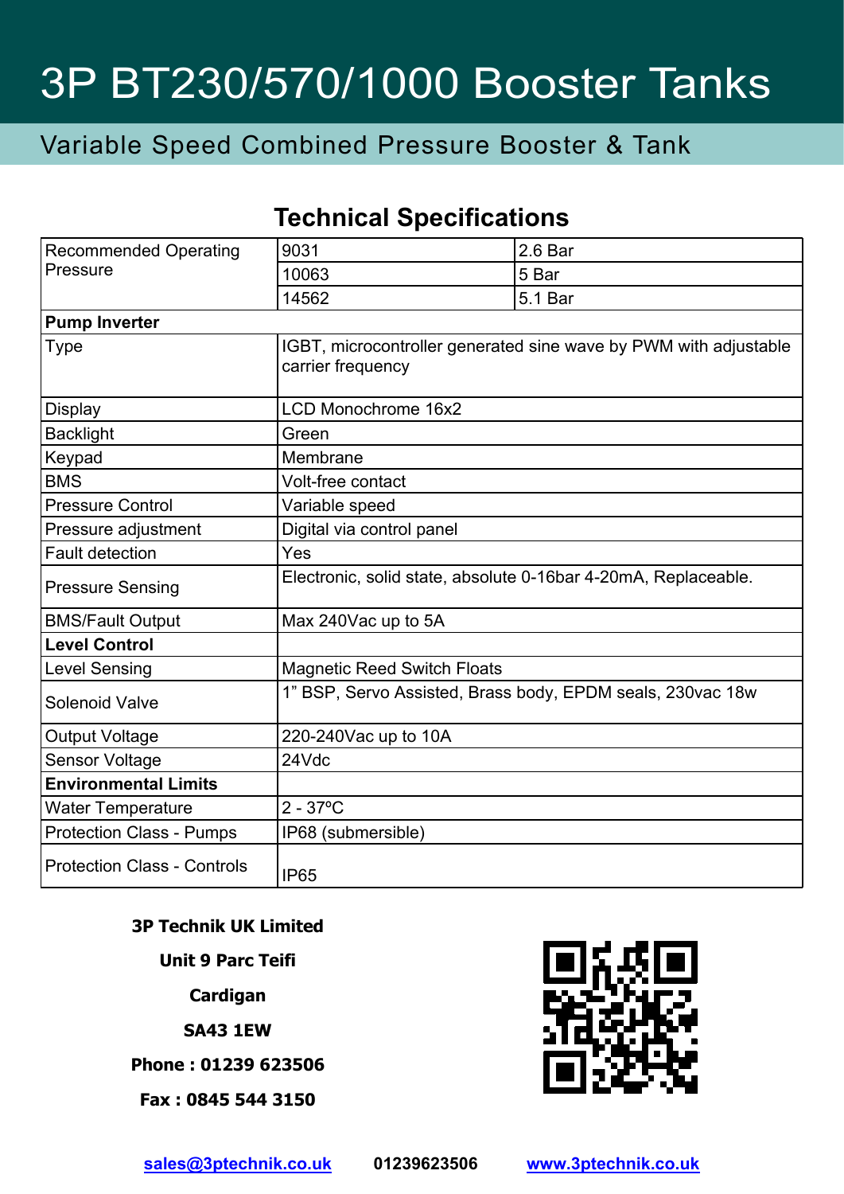# 3P BT230/570/1000 Booster Tanks

## Variable Speed Combined Pressure Booster & Tank

## Technical Specifications

| | | |
|---|---|---|
| Recommended Operating Pressure | 9031 | 2.6 Bar |
| | 10063 | 5 Bar |
| | 14562 | 5.1 Bar |
| **Pump Inverter** | | |
| Type | IGBT, microcontroller generated sine wave by PWM with adjustable carrier frequency | |
| Display | LCD Monochrome 16x2 | |
| Backlight | Green | |
| Keypad | Membrane | |
| BMS | Volt-free contact | |
| Pressure Control | Variable speed | |
| Pressure adjustment | Digital via control panel | |
| Fault detection | Yes | |
| Pressure Sensing | Electronic, solid state, absolute 0-16bar 4-20mA, Replaceable. | |
| BMS/Fault Output | Max 240Vac up to 5A | |
| **Level Control** | | |
| Level Sensing | Magnetic Reed Switch Floats | |
| Solenoid Valve | 1” BSP, Servo Assisted, Brass body, EPDM seals, 230vac 18w | |
| Output Voltage | 220-240Vac up to 10A | |
| Sensor Voltage | 24Vdc | |
| **Environmental Limits** | | |
| Water Temperature | 2 - 37ºC | |
| Protection Class - Pumps | IP68 (submersible) | |
| Protection Class - Controls | IP65 | |

**3P Technik UK Limited**

**Unit 9 Parc Teifi**

**Cardigan**

**SA43 1EW**

**Phone : 01239 623506**

**Fax : 0845 544 3150**

**sales@3ptechnik.co.uk** **01239623506** **www.3ptechnik.co.uk**